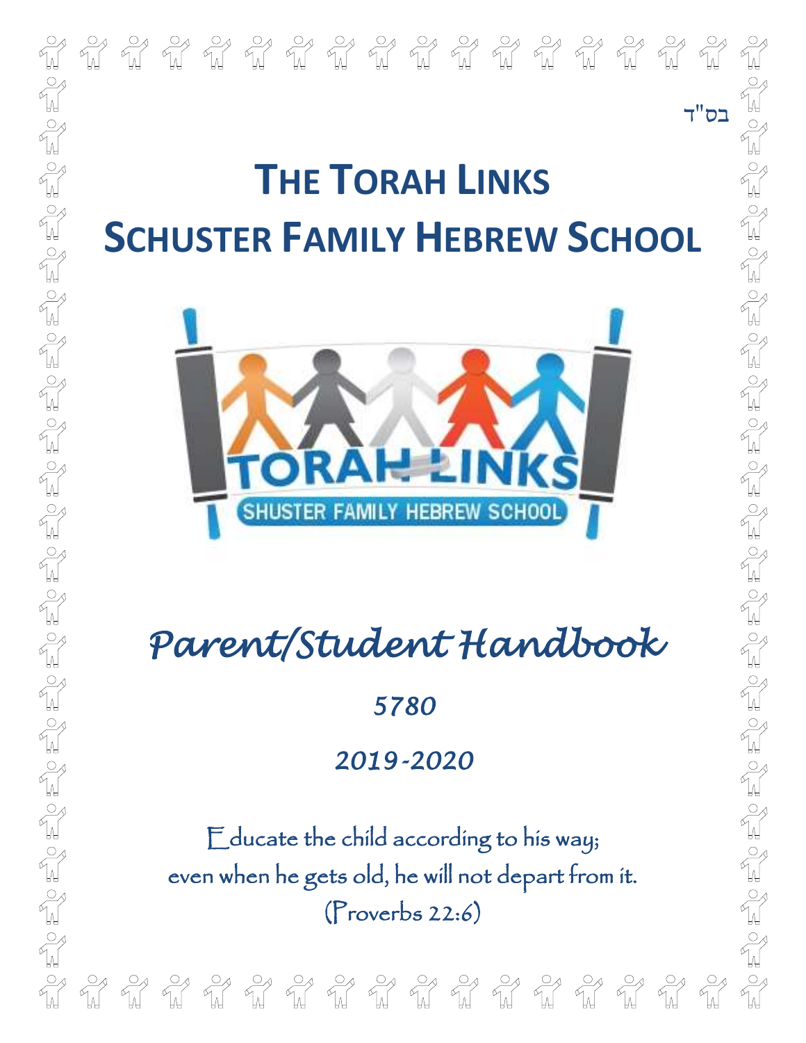בס"ד

# THE TORAH LINKS SCHUSTER FAMILY HEBREW SCHOOL

## *Parent/Student Handbook*

*5780*

*2019-2020*

Educate the child according to his way;
even when he gets old, he will not depart from it.
(Proverbs 22:6)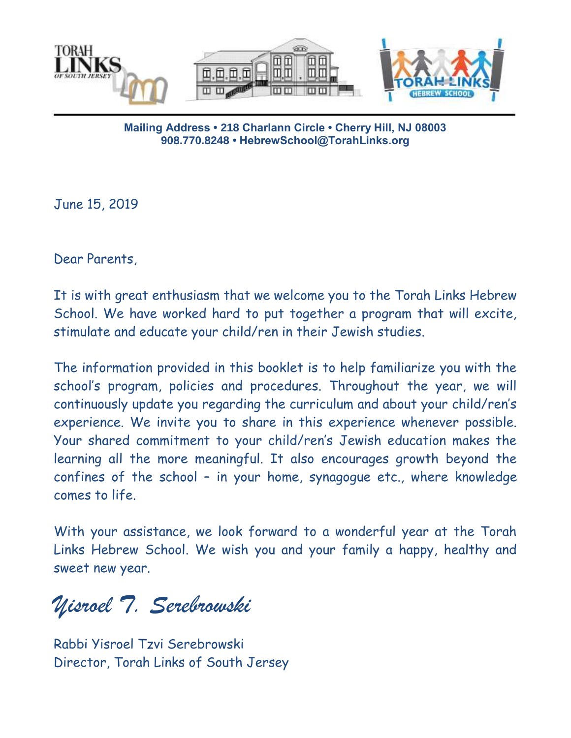**Mailing Address • 218 Charlann Circle • Cherry Hill, NJ 08003**
**908.770.8248 • HebrewSchool@TorahLinks.org**

June 15, 2019

Dear Parents,

It is with great enthusiasm that we welcome you to the Torah Links Hebrew School. We have worked hard to put together a program that will excite, stimulate and educate your child/ren in their Jewish studies.

The information provided in this booklet is to help familiarize you with the school's program, policies and procedures. Throughout the year, we will continuously update you regarding the curriculum and about your child/ren's experience. We invite you to share in this experience whenever possible. Your shared commitment to your child/ren's Jewish education makes the learning all the more meaningful. It also encourages growth beyond the confines of the school – in your home, synagogue etc., where knowledge comes to life.

With your assistance, we look forward to a wonderful year at the Torah Links Hebrew School. We wish you and your family a happy, healthy and sweet new year.

*Yisroel T. Serebrowski*

Rabbi Yisroel Tzvi Serebrowski
Director, Torah Links of South Jersey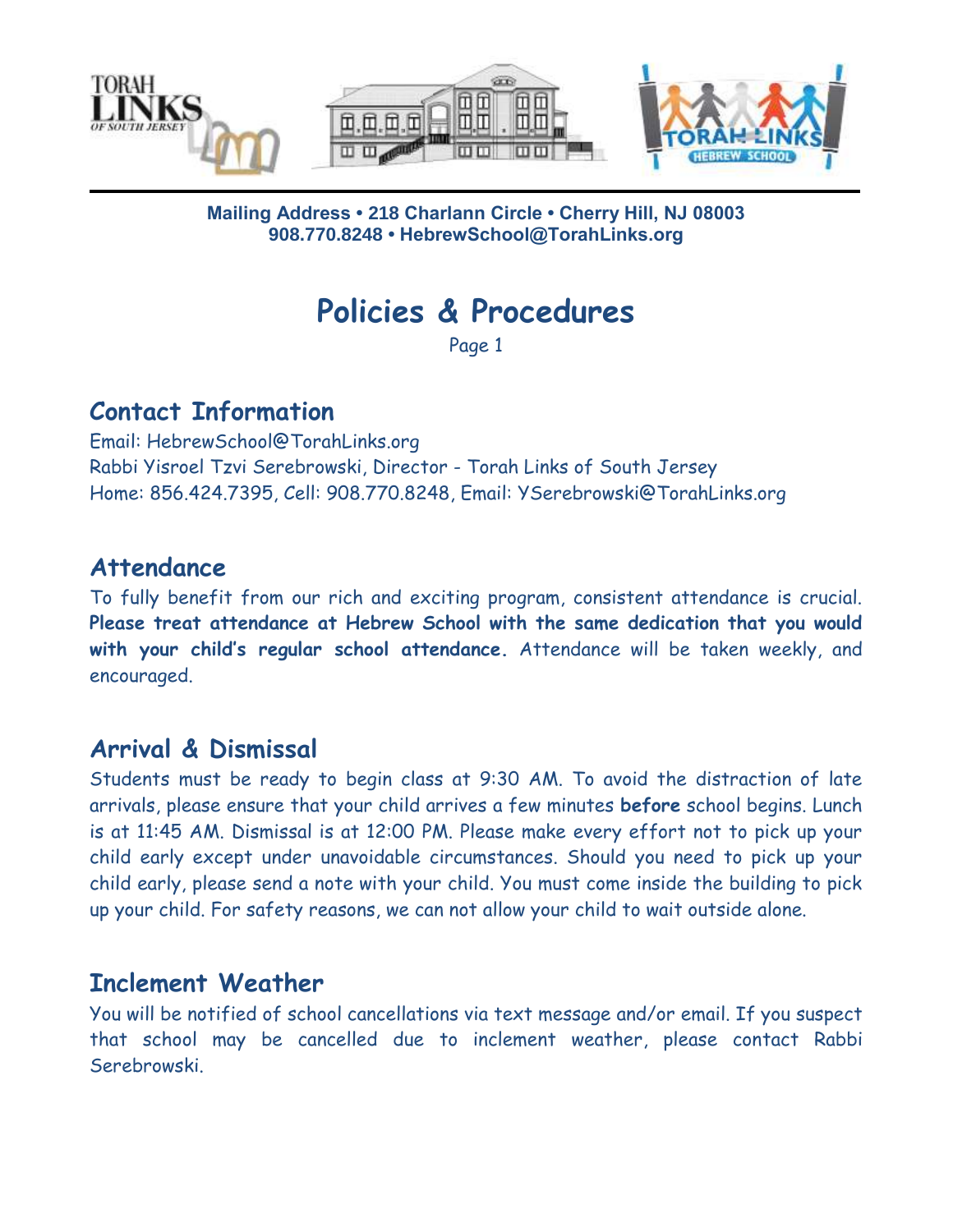Mailing Address • 218 Charlann Circle • Cherry Hill, NJ 08003
908.770.8248 • HebrewSchool@TorahLinks.org

# Policies & Procedures

Page 1

## Contact Information

Email: HebrewSchool@TorahLinks.org
Rabbi Yisroel Tzvi Serebrowski, Director - Torah Links of South Jersey
Home: 856.424.7395, Cell: 908.770.8248, Email: YSerebrowski@TorahLinks.org

## Attendance

To fully benefit from our rich and exciting program, consistent attendance is crucial. **Please treat attendance at Hebrew School with the same dedication that you would with your child's regular school attendance.** Attendance will be taken weekly, and encouraged.

## Arrival & Dismissal

Students must be ready to begin class at 9:30 AM. To avoid the distraction of late arrivals, please ensure that your child arrives a few minutes **before** school begins. Lunch is at 11:45 AM. Dismissal is at 12:00 PM. Please make every effort not to pick up your child early except under unavoidable circumstances. Should you need to pick up your child early, please send a note with your child. You must come inside the building to pick up your child. For safety reasons, we can not allow your child to wait outside alone.

## Inclement Weather

You will be notified of school cancellations via text message and/or email. If you suspect that school may be cancelled due to inclement weather, please contact Rabbi Serebrowski.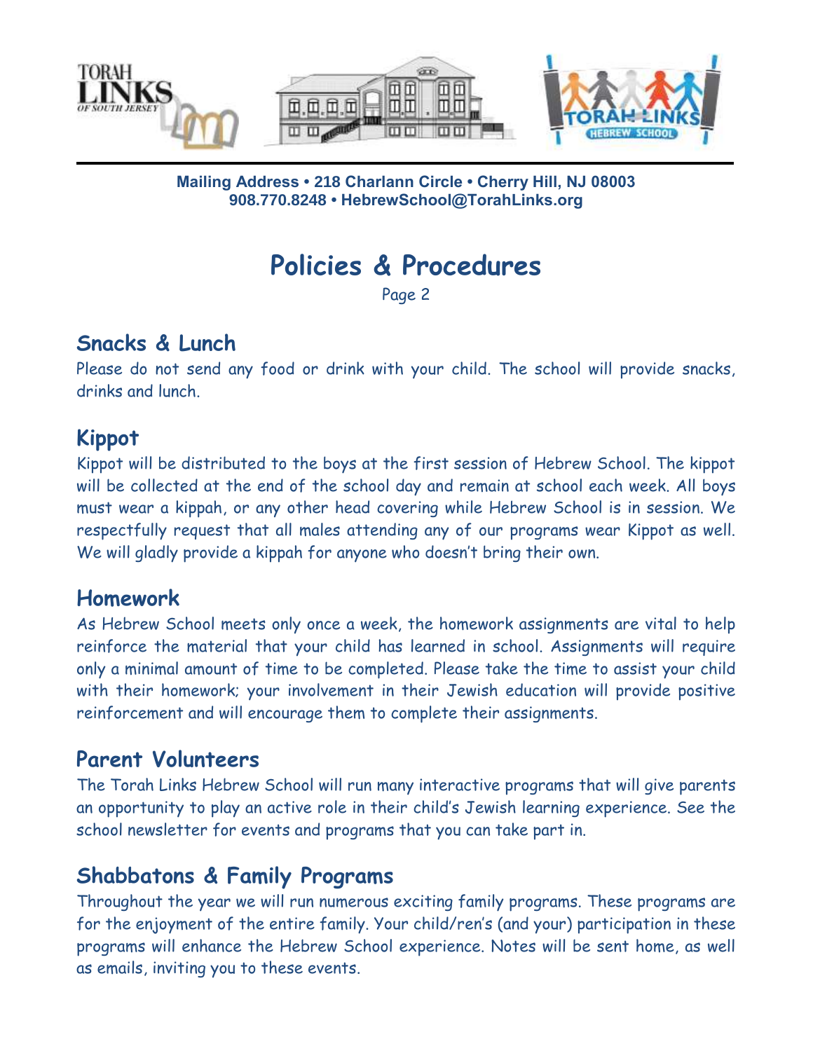Mailing Address • 218 Charlann Circle • Cherry Hill, NJ 08003
908.770.8248 • HebrewSchool@TorahLinks.org

# Policies & Procedures

Page 2

## Snacks & Lunch

Please do not send any food or drink with your child. The school will provide snacks, drinks and lunch.

## Kippot

Kippot will be distributed to the boys at the first session of Hebrew School. The kippot will be collected at the end of the school day and remain at school each week. All boys must wear a kippah, or any other head covering while Hebrew School is in session. We respectfully request that all males attending any of our programs wear Kippot as well. We will gladly provide a kippah for anyone who doesn't bring their own.

## Homework

As Hebrew School meets only once a week, the homework assignments are vital to help reinforce the material that your child has learned in school. Assignments will require only a minimal amount of time to be completed. Please take the time to assist your child with their homework; your involvement in their Jewish education will provide positive reinforcement and will encourage them to complete their assignments.

## Parent Volunteers

The Torah Links Hebrew School will run many interactive programs that will give parents an opportunity to play an active role in their child's Jewish learning experience. See the school newsletter for events and programs that you can take part in.

## Shabbatons & Family Programs

Throughout the year we will run numerous exciting family programs. These programs are for the enjoyment of the entire family. Your child/ren's (and your) participation in these programs will enhance the Hebrew School experience. Notes will be sent home, as well as emails, inviting you to these events.